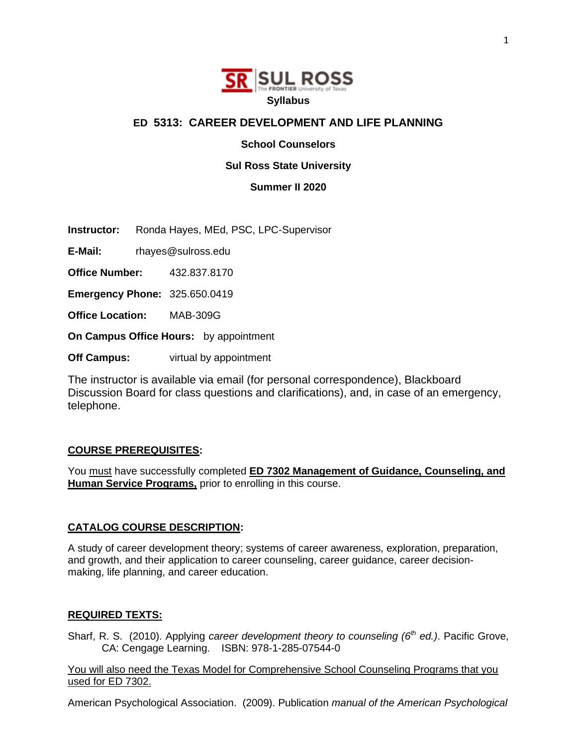SR | SUL ROSS The FRONTIER University of Texas

**Syllabus**

# ED 5313: CAREER DEVELOPMENT AND LIFE PLANNING

**School Counselors**

**Sul Ross State University**

**Summer II 2020**

**Instructor:** Ronda Hayes, MEd, PSC, LPC-Supervisor

**E-Mail:** rhayes@sulross.edu

**Office Number:** 432.837.8170

**Emergency Phone:** 325.650.0419

**Office Location:** MAB-309G

**On Campus Office Hours:** by appointment

**Off Campus:** virtual by appointment

The instructor is available via email (for personal correspondence), Blackboard Discussion Board for class questions and clarifications), and, in case of an emergency, telephone.

## COURSE PREREQUISITES:

You must have successfully completed **ED 7302 Management of Guidance, Counseling, and Human Service Programs,** prior to enrolling in this course.

## CATALOG COURSE DESCRIPTION:

A study of career development theory; systems of career awareness, exploration, preparation, and growth, and their application to career counseling, career guidance, career decision-making, life planning, and career education.

## REQUIRED TEXTS:

Sharf, R. S. (2010). Applying *career development theory to counseling (6th ed.)*. Pacific Grove, CA: Cengage Learning. ISBN: 978-1-285-07544-0

You will also need the Texas Model for Comprehensive School Counseling Programs that you used for ED 7302.

American Psychological Association. (2009). Publication *manual of the American Psychological*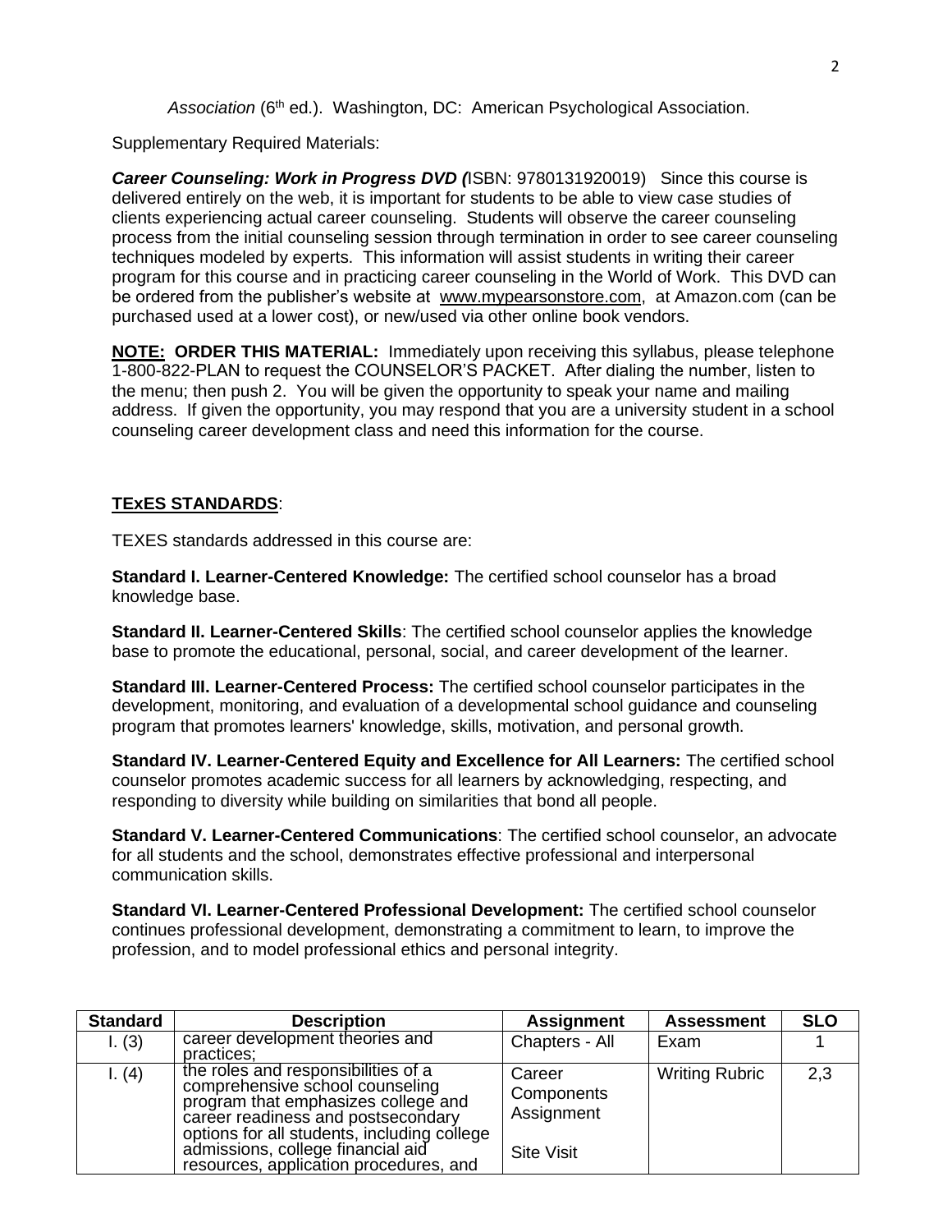*Association* (6th ed.). Washington, DC: American Psychological Association.

Supplementary Required Materials:

***Career Counseling: Work in Progress DVD (***ISBN: 9780131920019) Since this course is delivered entirely on the web, it is important for students to be able to view case studies of clients experiencing actual career counseling. Students will observe the career counseling process from the initial counseling session through termination in order to see career counseling techniques modeled by experts. This information will assist students in writing their career program for this course and in practicing career counseling in the World of Work. This DVD can be ordered from the publisher's website at www.mypearsonstore.com, at Amazon.com (can be purchased used at a lower cost), or new/used via other online book vendors.

**NOTE: ORDER THIS MATERIAL:** Immediately upon receiving this syllabus, please telephone 1-800-822-PLAN to request the COUNSELOR'S PACKET. After dialing the number, listen to the menu; then push 2. You will be given the opportunity to speak your name and mailing address. If given the opportunity, you may respond that you are a university student in a school counseling career development class and need this information for the course.

**TExES STANDARDS**:

TEXES standards addressed in this course are:

**Standard I. Learner-Centered Knowledge:** The certified school counselor has a broad knowledge base.

**Standard II. Learner-Centered Skills**: The certified school counselor applies the knowledge base to promote the educational, personal, social, and career development of the learner.

**Standard III. Learner-Centered Process:** The certified school counselor participates in the development, monitoring, and evaluation of a developmental school guidance and counseling program that promotes learners' knowledge, skills, motivation, and personal growth.

**Standard IV. Learner-Centered Equity and Excellence for All Learners:** The certified school counselor promotes academic success for all learners by acknowledging, respecting, and responding to diversity while building on similarities that bond all people.

**Standard V. Learner-Centered Communications**: The certified school counselor, an advocate for all students and the school, demonstrates effective professional and interpersonal communication skills.

**Standard VI. Learner-Centered Professional Development:** The certified school counselor continues professional development, demonstrating a commitment to learn, to improve the profession, and to model professional ethics and personal integrity.

| Standard | Description | Assignment | Assessment | SLO |
|---|---|---|---|---|
| I. (3) | career development theories and practices; | Chapters - All | Exam | 1 |
| I. (4) | the roles and responsibilities of a comprehensive school counseling program that emphasizes college and career readiness and postsecondary options for all students, including college admissions, college financial aid resources, application procedures, and | Career Components Assignment<br><br>Site Visit | Writing Rubric | 2,3 |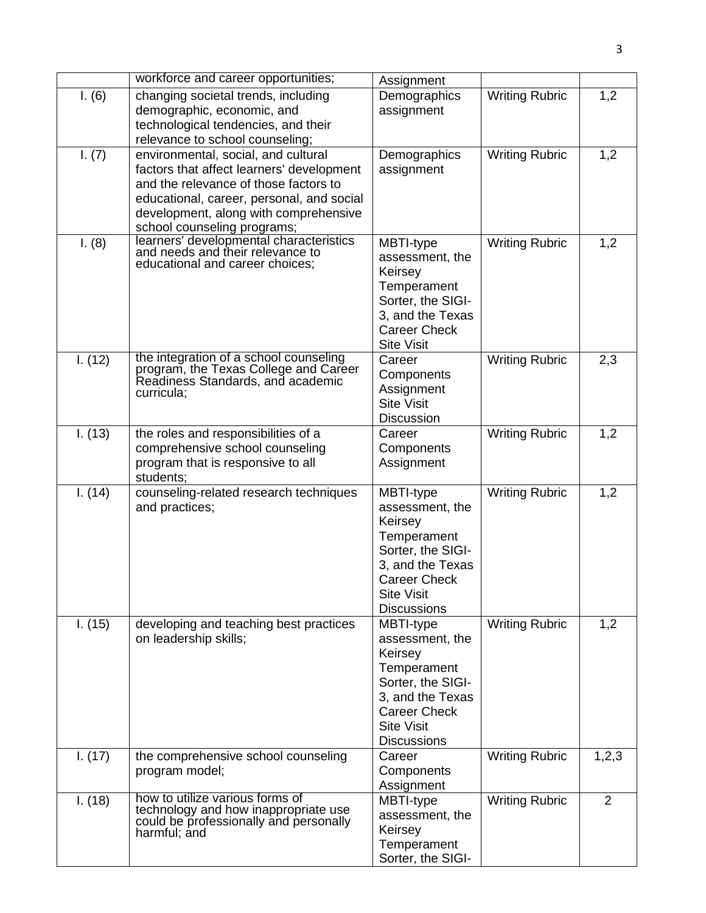| | | | | |
|---|---|---|---|---|
| | workforce and career opportunities; | Assignment | | |
| I. (6) | changing societal trends, including demographic, economic, and technological tendencies, and their relevance to school counseling; | Demographics assignment | Writing Rubric | 1,2 |
| I. (7) | environmental, social, and cultural factors that affect learners' development and the relevance of those factors to educational, career, personal, and social development, along with comprehensive school counseling programs; | Demographics assignment | Writing Rubric | 1,2 |
| I. (8) | learners' developmental characteristics and needs and their relevance to educational and career choices; | MBTI-type assessment, the Keirsey Temperament Sorter, the SIGI-3, and the Texas Career Check Site Visit | Writing Rubric | 1,2 |
| I. (12) | the integration of a school counseling program, the Texas College and Career Readiness Standards, and academic curricula; | Career Components Assignment Site Visit Discussion | Writing Rubric | 2,3 |
| I. (13) | the roles and responsibilities of a comprehensive school counseling program that is responsive to all students; | Career Components Assignment | Writing Rubric | 1,2 |
| I. (14) | counseling-related research techniques and practices; | MBTI-type assessment, the Keirsey Temperament Sorter, the SIGI-3, and the Texas Career Check Site Visit Discussions | Writing Rubric | 1,2 |
| I. (15) | developing and teaching best practices on leadership skills; | MBTI-type assessment, the Keirsey Temperament Sorter, the SIGI-3, and the Texas Career Check Site Visit Discussions | Writing Rubric | 1,2 |
| I. (17) | the comprehensive school counseling program model; | Career Components Assignment | Writing Rubric | 1,2,3 |
| I. (18) | how to utilize various forms of technology and how inappropriate use could be professionally and personally harmful; and | MBTI-type assessment, the Keirsey Temperament Sorter, the SIGI- | Writing Rubric | 2 |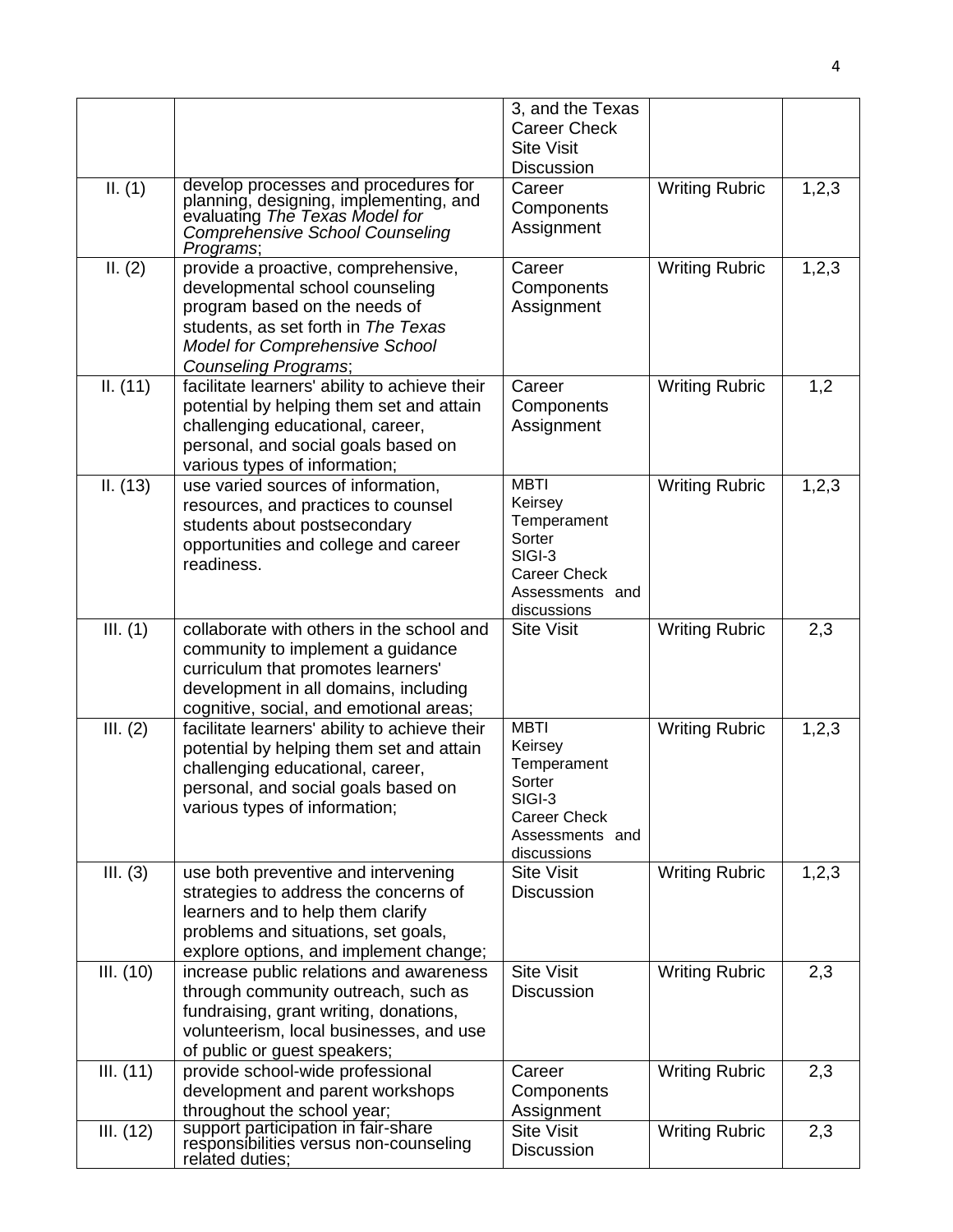| | | 3, and the Texas Career Check Site Visit Discussion | | |
|---|---|---|---|---|
| II. (1) | develop processes and procedures for planning, designing, implementing, and evaluating *The Texas Model for Comprehensive School Counseling Programs*; | Career Components Assignment | Writing Rubric | 1,2,3 |
| II. (2) | provide a proactive, comprehensive, developmental school counseling program based on the needs of students, as set forth in *The Texas Model for Comprehensive School Counseling Programs*; | Career Components Assignment | Writing Rubric | 1,2,3 |
| II. (11) | facilitate learners' ability to achieve their potential by helping them set and attain challenging educational, career, personal, and social goals based on various types of information; | Career Components Assignment | Writing Rubric | 1,2 |
| II. (13) | use varied sources of information, resources, and practices to counsel students about postsecondary opportunities and college and career readiness. | MBTI Keirsey Temperament Sorter SIGI-3 Career Check Assessments and discussions | Writing Rubric | 1,2,3 |
| III. (1) | collaborate with others in the school and community to implement a guidance curriculum that promotes learners' development in all domains, including cognitive, social, and emotional areas; | Site Visit | Writing Rubric | 2,3 |
| III. (2) | facilitate learners' ability to achieve their potential by helping them set and attain challenging educational, career, personal, and social goals based on various types of information; | MBTI Keirsey Temperament Sorter SIGI-3 Career Check Assessments and discussions | Writing Rubric | 1,2,3 |
| III. (3) | use both preventive and intervening strategies to address the concerns of learners and to help them clarify problems and situations, set goals, explore options, and implement change; | Site Visit Discussion | Writing Rubric | 1,2,3 |
| III. (10) | increase public relations and awareness through community outreach, such as fundraising, grant writing, donations, volunteerism, local businesses, and use of public or guest speakers; | Site Visit Discussion | Writing Rubric | 2,3 |
| III. (11) | provide school-wide professional development and parent workshops throughout the school year; | Career Components Assignment | Writing Rubric | 2,3 |
| III. (12) | support participation in fair-share responsibilities versus non-counseling related duties; | Site Visit Discussion | Writing Rubric | 2,3 |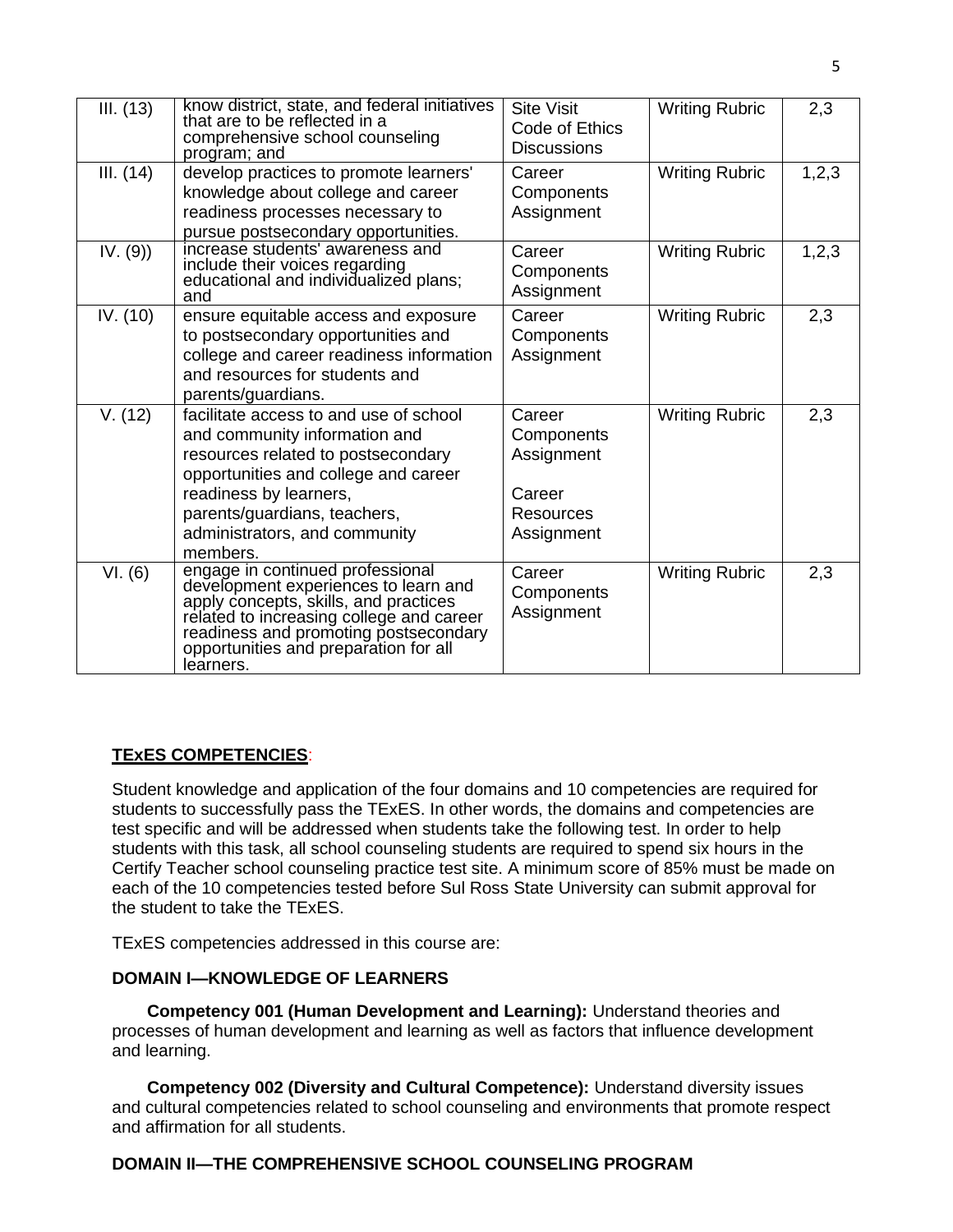| | | | | |
|---|---|---|---|---|
| III. (13) | know district, state, and federal initiatives that are to be reflected in a comprehensive school counseling program; and | Site Visit Code of Ethics Discussions | Writing Rubric | 2,3 |
| III. (14) | develop practices to promote learners' knowledge about college and career readiness processes necessary to pursue postsecondary opportunities. | Career Components Assignment | Writing Rubric | 1,2,3 |
| IV. (9)) | increase students' awareness and include their voices regarding educational and individualized plans; and | Career Components Assignment | Writing Rubric | 1,2,3 |
| IV. (10) | ensure equitable access and exposure to postsecondary opportunities and college and career readiness information and resources for students and parents/guardians. | Career Components Assignment | Writing Rubric | 2,3 |
| V. (12) | facilitate access to and use of school and community information and resources related to postsecondary opportunities and college and career readiness by learners, parents/guardians, teachers, administrators, and community members. | Career Components Assignment<br><br>Career Resources Assignment | Writing Rubric | 2,3 |
| VI. (6) | engage in continued professional development experiences to learn and apply concepts, skills, and practices related to increasing college and career readiness and promoting postsecondary opportunities and preparation for all learners. | Career Components Assignment | Writing Rubric | 2,3 |

**TExES COMPETENCIES**:

Student knowledge and application of the four domains and 10 competencies are required for students to successfully pass the TExES. In other words, the domains and competencies are test specific and will be addressed when students take the following test. In order to help students with this task, all school counseling students are required to spend six hours in the Certify Teacher school counseling practice test site. A minimum score of 85% must be made on each of the 10 competencies tested before Sul Ross State University can submit approval for the student to take the TExES.

TExES competencies addressed in this course are:

**DOMAIN I—KNOWLEDGE OF LEARNERS**

**Competency 001 (Human Development and Learning):** Understand theories and processes of human development and learning as well as factors that influence development and learning.

**Competency 002 (Diversity and Cultural Competence):** Understand diversity issues and cultural competencies related to school counseling and environments that promote respect and affirmation for all students.

**DOMAIN II—THE COMPREHENSIVE SCHOOL COUNSELING PROGRAM**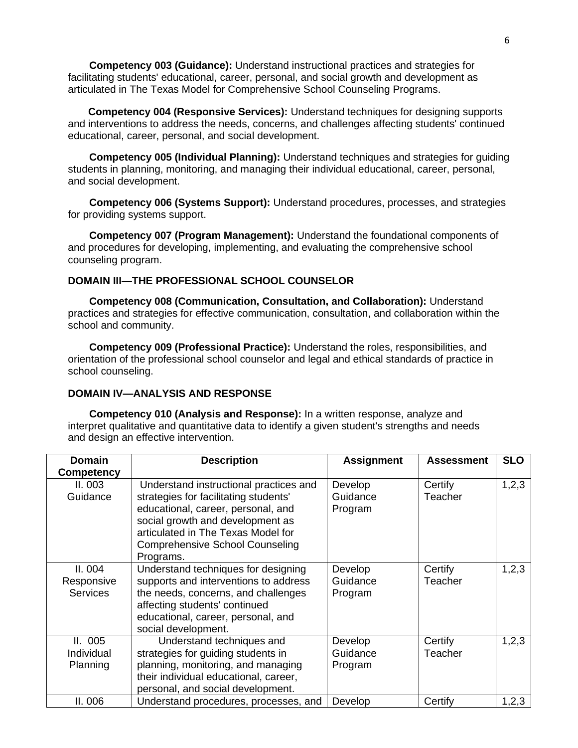**Competency 003 (Guidance):** Understand instructional practices and strategies for facilitating students' educational, career, personal, and social growth and development as articulated in The Texas Model for Comprehensive School Counseling Programs.

**Competency 004 (Responsive Services):** Understand techniques for designing supports and interventions to address the needs, concerns, and challenges affecting students' continued educational, career, personal, and social development.

**Competency 005 (Individual Planning):** Understand techniques and strategies for guiding students in planning, monitoring, and managing their individual educational, career, personal, and social development.

**Competency 006 (Systems Support):** Understand procedures, processes, and strategies for providing systems support.

**Competency 007 (Program Management):** Understand the foundational components of and procedures for developing, implementing, and evaluating the comprehensive school counseling program.

**DOMAIN III—THE PROFESSIONAL SCHOOL COUNSELOR**

**Competency 008 (Communication, Consultation, and Collaboration):** Understand practices and strategies for effective communication, consultation, and collaboration within the school and community.

**Competency 009 (Professional Practice):** Understand the roles, responsibilities, and orientation of the professional school counselor and legal and ethical standards of practice in school counseling.

**DOMAIN IV—ANALYSIS AND RESPONSE**

**Competency 010 (Analysis and Response):** In a written response, analyze and interpret qualitative and quantitative data to identify a given student's strengths and needs and design an effective intervention.

| Domain Competency | Description | Assignment | Assessment | SLO |
|---|---|---|---|---|
| II. 003 Guidance | Understand instructional practices and strategies for facilitating students' educational, career, personal, and social growth and development as articulated in The Texas Model for Comprehensive School Counseling Programs. | Develop Guidance Program | Certify Teacher | 1,2,3 |
| II. 004 Responsive Services | Understand techniques for designing supports and interventions to address the needs, concerns, and challenges affecting students' continued educational, career, personal, and social development. | Develop Guidance Program | Certify Teacher | 1,2,3 |
| II. 005 Individual Planning | Understand techniques and strategies for guiding students in planning, monitoring, and managing their individual educational, career, personal, and social development. | Develop Guidance Program | Certify Teacher | 1,2,3 |
| II. 006 | Understand procedures, processes, and | Develop | Certify | 1,2,3 |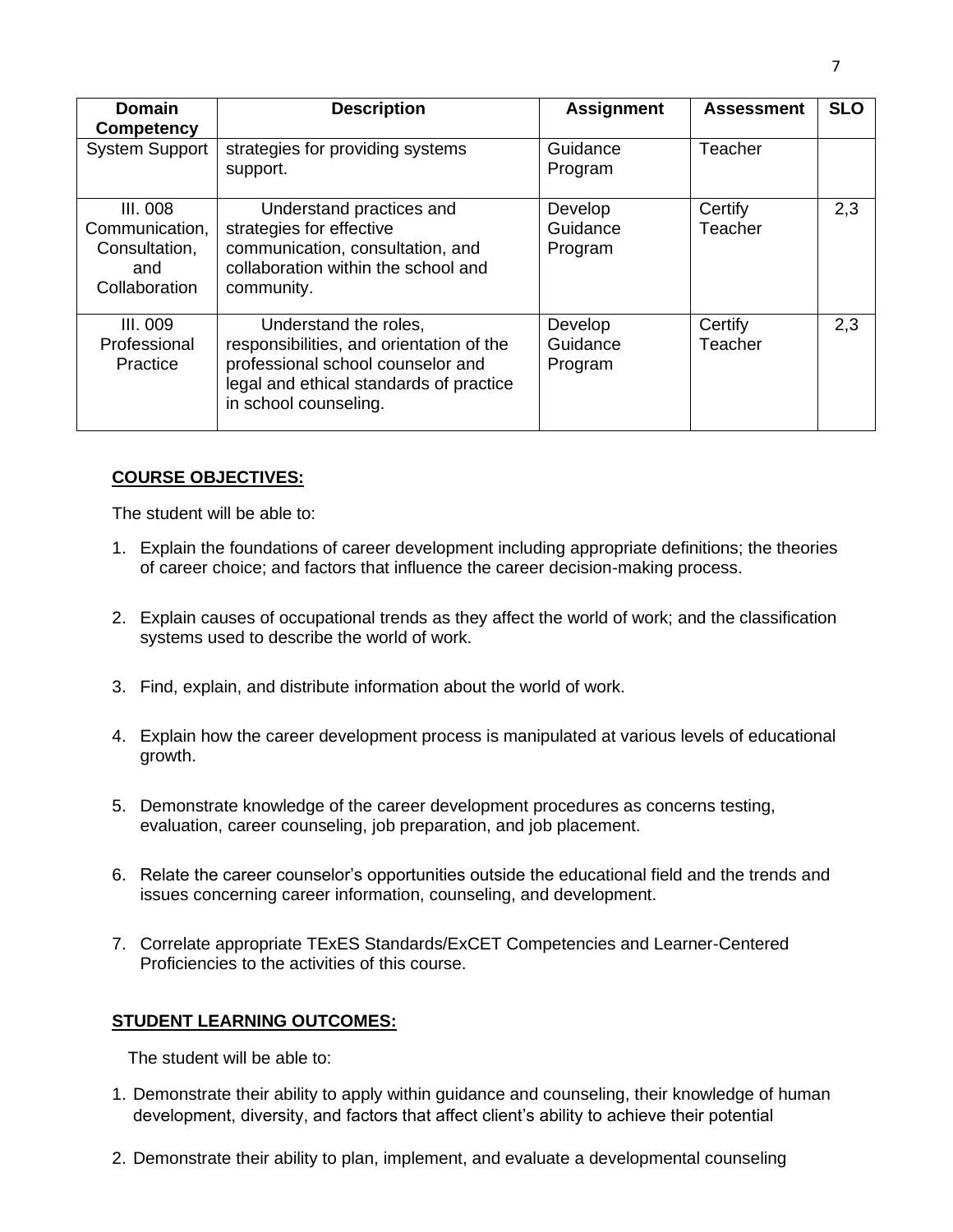| Domain Competency | Description | Assignment | Assessment | SLO |
|---|---|---|---|---|
| System Support | strategies for providing systems support. | Guidance Program | Teacher | |
| III. 008 Communication, Consultation, and Collaboration | Understand practices and strategies for effective communication, consultation, and collaboration within the school and community. | Develop Guidance Program | Certify Teacher | 2,3 |
| III. 009 Professional Practice | Understand the roles, responsibilities, and orientation of the professional school counselor and legal and ethical standards of practice in school counseling. | Develop Guidance Program | Certify Teacher | 2,3 |

## COURSE OBJECTIVES:

The student will be able to:

1. Explain the foundations of career development including appropriate definitions; the theories of career choice; and factors that influence the career decision-making process.

2. Explain causes of occupational trends as they affect the world of work; and the classification systems used to describe the world of work.

3. Find, explain, and distribute information about the world of work.

4. Explain how the career development process is manipulated at various levels of educational growth.

5. Demonstrate knowledge of the career development procedures as concerns testing, evaluation, career counseling, job preparation, and job placement.

6. Relate the career counselor's opportunities outside the educational field and the trends and issues concerning career information, counseling, and development.

7. Correlate appropriate TExES Standards/ExCET Competencies and Learner-Centered Proficiencies to the activities of this course.

## STUDENT LEARNING OUTCOMES:

The student will be able to:

1. Demonstrate their ability to apply within guidance and counseling, their knowledge of human development, diversity, and factors that affect client's ability to achieve their potential

2. Demonstrate their ability to plan, implement, and evaluate a developmental counseling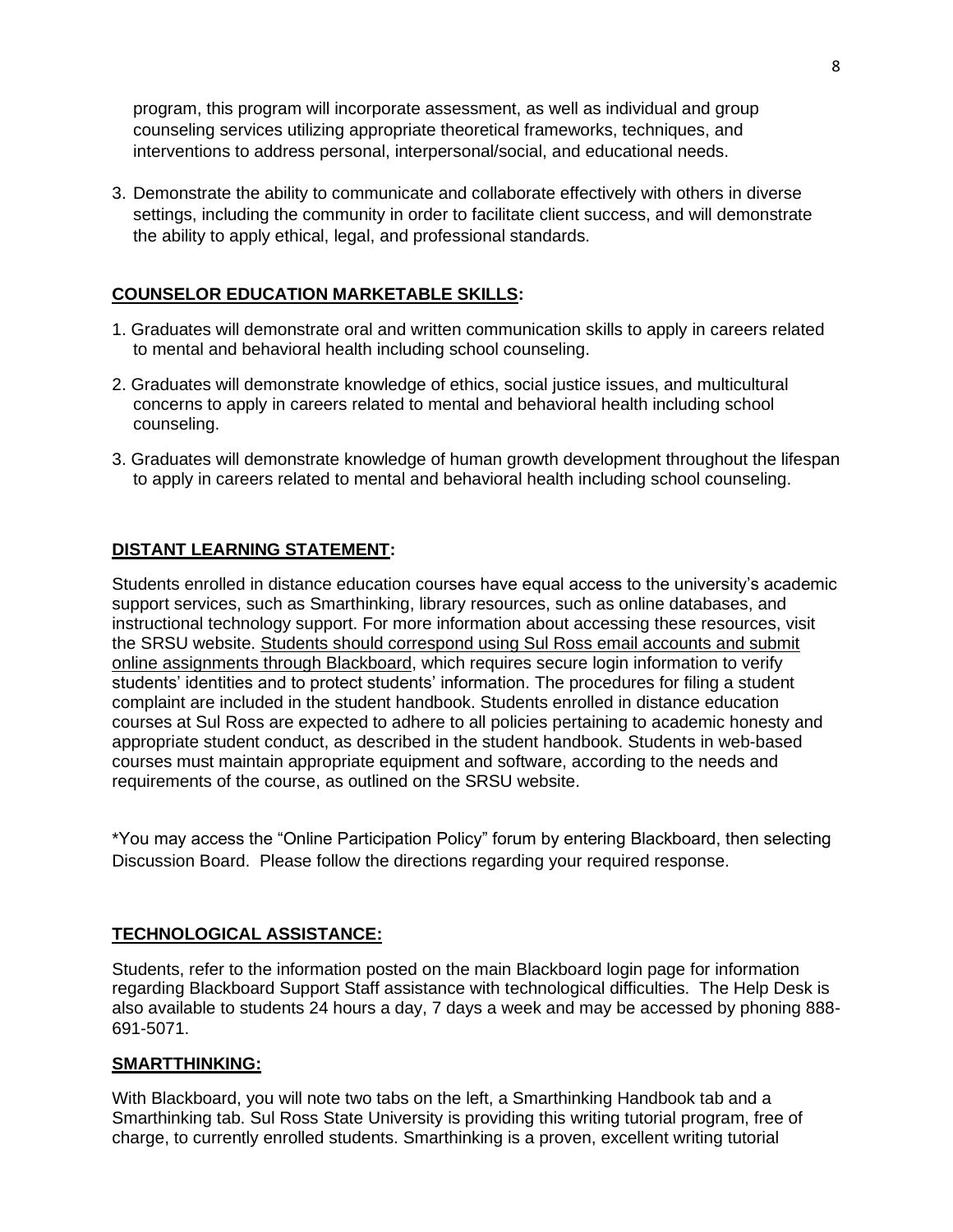program, this program will incorporate assessment, as well as individual and group counseling services utilizing appropriate theoretical frameworks, techniques, and interventions to address personal, interpersonal/social, and educational needs.

3. Demonstrate the ability to communicate and collaborate effectively with others in diverse settings, including the community in order to facilitate client success, and will demonstrate the ability to apply ethical, legal, and professional standards.

## COUNSELOR EDUCATION MARKETABLE SKILLS:

1. Graduates will demonstrate oral and written communication skills to apply in careers related to mental and behavioral health including school counseling.
2. Graduates will demonstrate knowledge of ethics, social justice issues, and multicultural concerns to apply in careers related to mental and behavioral health including school counseling.
3. Graduates will demonstrate knowledge of human growth development throughout the lifespan to apply in careers related to mental and behavioral health including school counseling.

## DISTANT LEARNING STATEMENT:

Students enrolled in distance education courses have equal access to the university's academic support services, such as Smarthinking, library resources, such as online databases, and instructional technology support. For more information about accessing these resources, visit the SRSU website. Students should correspond using Sul Ross email accounts and submit online assignments through Blackboard, which requires secure login information to verify students' identities and to protect students' information. The procedures for filing a student complaint are included in the student handbook. Students enrolled in distance education courses at Sul Ross are expected to adhere to all policies pertaining to academic honesty and appropriate student conduct, as described in the student handbook. Students in web-based courses must maintain appropriate equipment and software, according to the needs and requirements of the course, as outlined on the SRSU website.

*You may access the "Online Participation Policy" forum by entering Blackboard, then selecting Discussion Board. Please follow the directions regarding your required response.

## TECHNOLOGICAL ASSISTANCE:

Students, refer to the information posted on the main Blackboard login page for information regarding Blackboard Support Staff assistance with technological difficulties. The Help Desk is also available to students 24 hours a day, 7 days a week and may be accessed by phoning 888-691-5071.

## SMARTTHINKING:

With Blackboard, you will note two tabs on the left, a Smarthinking Handbook tab and a Smarthinking tab. Sul Ross State University is providing this writing tutorial program, free of charge, to currently enrolled students. Smarthinking is a proven, excellent writing tutorial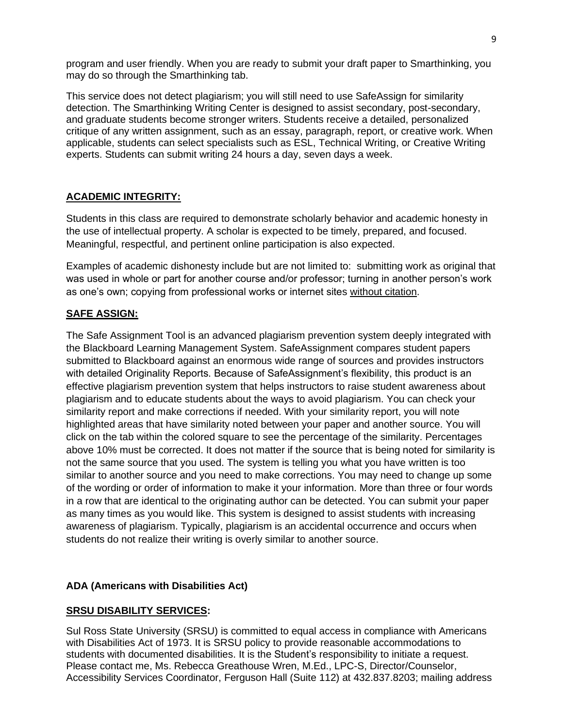program and user friendly. When you are ready to submit your draft paper to Smarthinking, you may do so through the Smarthinking tab.

This service does not detect plagiarism; you will still need to use SafeAssign for similarity detection. The Smarthinking Writing Center is designed to assist secondary, post-secondary, and graduate students become stronger writers. Students receive a detailed, personalized critique of any written assignment, such as an essay, paragraph, report, or creative work. When applicable, students can select specialists such as ESL, Technical Writing, or Creative Writing experts. Students can submit writing 24 hours a day, seven days a week.

## ACADEMIC INTEGRITY:

Students in this class are required to demonstrate scholarly behavior and academic honesty in the use of intellectual property. A scholar is expected to be timely, prepared, and focused. Meaningful, respectful, and pertinent online participation is also expected.

Examples of academic dishonesty include but are not limited to: submitting work as original that was used in whole or part for another course and/or professor; turning in another person's work as one's own; copying from professional works or internet sites without citation.

## SAFE ASSIGN:

The Safe Assignment Tool is an advanced plagiarism prevention system deeply integrated with the Blackboard Learning Management System. SafeAssignment compares student papers submitted to Blackboard against an enormous wide range of sources and provides instructors with detailed Originality Reports. Because of SafeAssignment's flexibility, this product is an effective plagiarism prevention system that helps instructors to raise student awareness about plagiarism and to educate students about the ways to avoid plagiarism. You can check your similarity report and make corrections if needed. With your similarity report, you will note highlighted areas that have similarity noted between your paper and another source. You will click on the tab within the colored square to see the percentage of the similarity. Percentages above 10% must be corrected. It does not matter if the source that is being noted for similarity is not the same source that you used. The system is telling you what you have written is too similar to another source and you need to make corrections. You may need to change up some of the wording or order of information to make it your information. More than three or four words in a row that are identical to the originating author can be detected. You can submit your paper as many times as you would like. This system is designed to assist students with increasing awareness of plagiarism. Typically, plagiarism is an accidental occurrence and occurs when students do not realize their writing is overly similar to another source.

## ADA (Americans with Disabilities Act)

## SRSU DISABILITY SERVICES:

Sul Ross State University (SRSU) is committed to equal access in compliance with Americans with Disabilities Act of 1973. It is SRSU policy to provide reasonable accommodations to students with documented disabilities. It is the Student's responsibility to initiate a request. Please contact me, Ms. Rebecca Greathouse Wren, M.Ed., LPC-S, Director/Counselor, Accessibility Services Coordinator, Ferguson Hall (Suite 112) at 432.837.8203; mailing address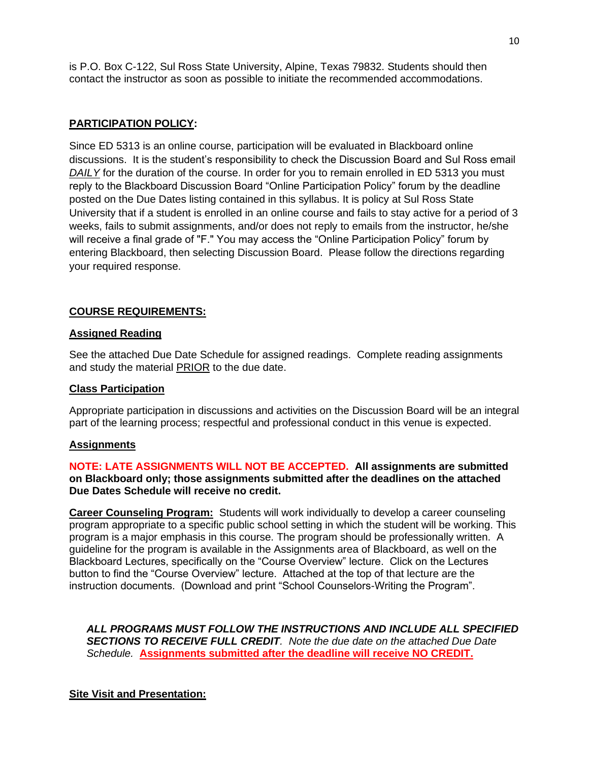is P.O. Box C-122, Sul Ross State University, Alpine, Texas 79832. Students should then contact the instructor as soon as possible to initiate the recommended accommodations.

## **PARTICIPATION POLICY:**

Since ED 5313 is an online course, participation will be evaluated in Blackboard online discussions. It is the student's responsibility to check the Discussion Board and Sul Ross email ***DAILY*** for the duration of the course. In order for you to remain enrolled in ED 5313 you must reply to the Blackboard Discussion Board "Online Participation Policy" forum by the deadline posted on the Due Dates listing contained in this syllabus. It is policy at Sul Ross State University that if a student is enrolled in an online course and fails to stay active for a period of 3 weeks, fails to submit assignments, and/or does not reply to emails from the instructor, he/she will receive a final grade of "F." You may access the "Online Participation Policy" forum by entering Blackboard, then selecting Discussion Board. Please follow the directions regarding your required response.

## **COURSE REQUIREMENTS:**

### **Assigned Reading**

See the attached Due Date Schedule for assigned readings. Complete reading assignments and study the material PRIOR to the due date.

### **Class Participation**

Appropriate participation in discussions and activities on the Discussion Board will be an integral part of the learning process; respectful and professional conduct in this venue is expected.

### **Assignments**

**NOTE: LATE ASSIGNMENTS WILL NOT BE ACCEPTED. All assignments are submitted on Blackboard only; those assignments submitted after the deadlines on the attached Due Dates Schedule will receive no credit.**

**Career Counseling Program:** Students will work individually to develop a career counseling program appropriate to a specific public school setting in which the student will be working. This program is a major emphasis in this course. The program should be professionally written. A guideline for the program is available in the Assignments area of Blackboard, as well on the Blackboard Lectures, specifically on the "Course Overview" lecture. Click on the Lectures button to find the "Course Overview" lecture. Attached at the top of that lecture are the instruction documents. (Download and print "School Counselors-Writing the Program".

> ***ALL PROGRAMS MUST FOLLOW THE INSTRUCTIONS AND INCLUDE ALL SPECIFIED SECTIONS TO RECEIVE FULL CREDIT****. Note the due date on the attached Due Date Schedule.* **Assignments submitted after the deadline will receive NO CREDIT.**

### **Site Visit and Presentation:**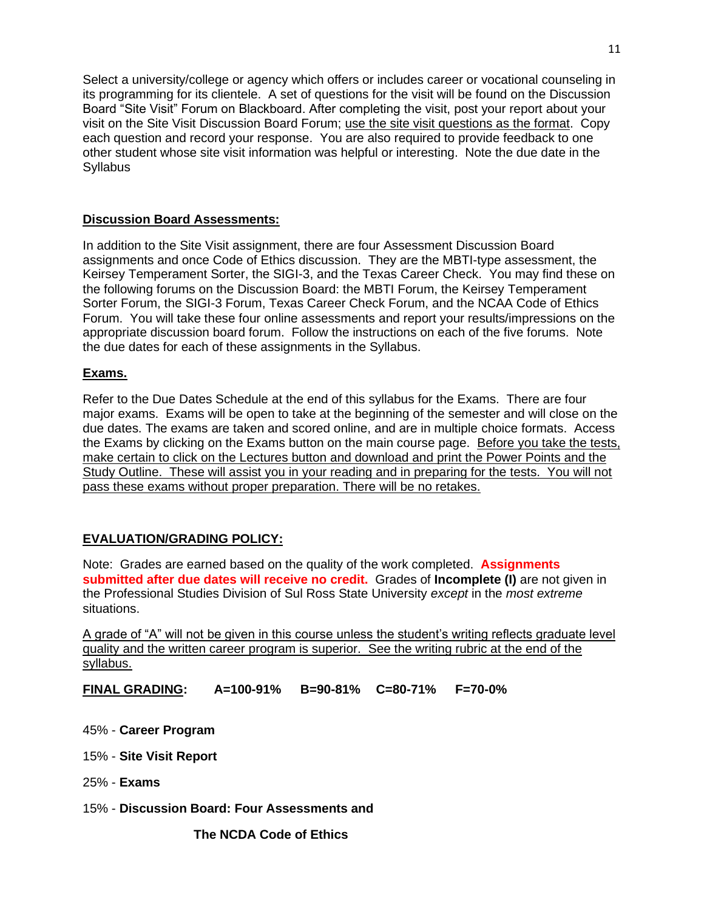Select a university/college or agency which offers or includes career or vocational counseling in its programming for its clientele. A set of questions for the visit will be found on the Discussion Board "Site Visit" Forum on Blackboard. After completing the visit, post your report about your visit on the Site Visit Discussion Board Forum; <u>use the site visit questions as the format</u>. Copy each question and record your response. You are also required to provide feedback to one other student whose site visit information was helpful or interesting. Note the due date in the Syllabus

**<u>Discussion Board Assessments:</u>**

In addition to the Site Visit assignment, there are four Assessment Discussion Board assignments and once Code of Ethics discussion. They are the MBTI-type assessment, the Keirsey Temperament Sorter, the SIGI-3, and the Texas Career Check. You may find these on the following forums on the Discussion Board: the MBTI Forum, the Keirsey Temperament Sorter Forum, the SIGI-3 Forum, Texas Career Check Forum, and the NCAA Code of Ethics Forum. You will take these four online assessments and report your results/impressions on the appropriate discussion board forum. Follow the instructions on each of the five forums. Note the due dates for each of these assignments in the Syllabus.

**<u>Exams.</u>**

Refer to the Due Dates Schedule at the end of this syllabus for the Exams. There are four major exams. Exams will be open to take at the beginning of the semester and will close on the due dates. The exams are taken and scored online, and are in multiple choice formats. Access the Exams by clicking on the Exams button on the main course page. <u>Before you take the tests, make certain to click on the Lectures button and download and print the Power Points and the Study Outline. These will assist you in your reading and in preparing for the tests. You will not pass these exams without proper preparation. There will be no retakes.</u>

**<u>EVALUATION/GRADING POLICY:</u>**

Note: Grades are earned based on the quality of the work completed. **Assignments submitted after due dates will receive no credit.** Grades of **Incomplete (I)** are not given in the Professional Studies Division of Sul Ross State University *except* in the *most extreme* situations.

<u>A grade of "A" will not be given in this course unless the student's writing reflects graduate level quality and the written career program is superior. See the writing rubric at the end of the syllabus.</u>

**<u>FINAL GRADING</u>: A=100-91% B=90-81% C=80-71% F=70-0%**

45% - **Career Program**

15% - **Site Visit Report**

25% - **Exams**

15% - **Discussion Board: Four Assessments and The NCDA Code of Ethics**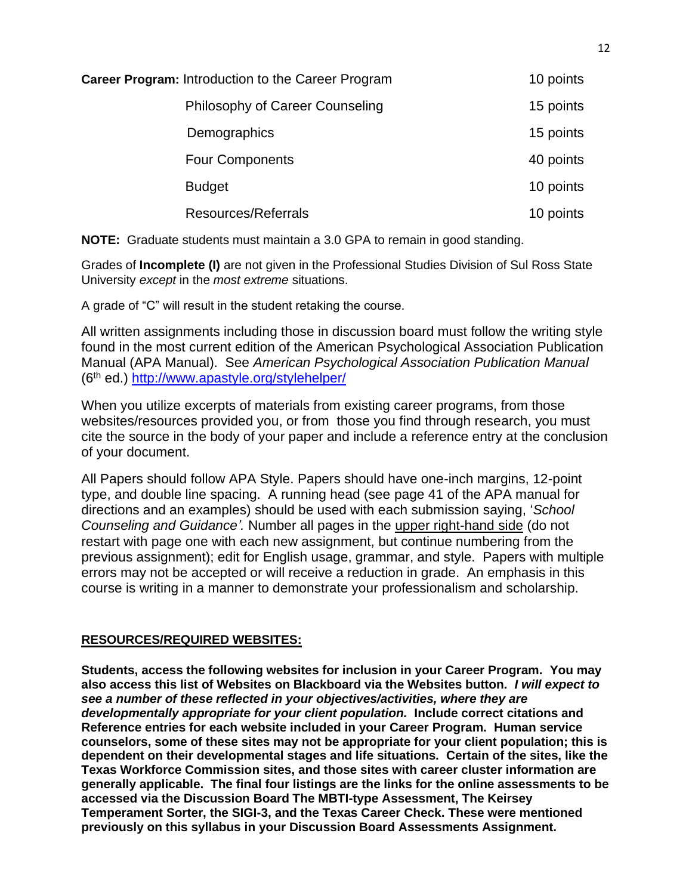| **Career Program:** Introduction to the Career Program | 10 points |
|---|---|
| Philosophy of Career Counseling | 15 points |
| Demographics | 15 points |
| Four Components | 40 points |
| Budget | 10 points |
| Resources/Referrals | 10 points |

**NOTE:** Graduate students must maintain a 3.0 GPA to remain in good standing.

Grades of **Incomplete (I)** are not given in the Professional Studies Division of Sul Ross State University *except* in the *most extreme* situations.

A grade of "C" will result in the student retaking the course.

All written assignments including those in discussion board must follow the writing style found in the most current edition of the American Psychological Association Publication Manual (APA Manual). See *American Psychological Association Publication Manual* (6th ed.) http://www.apastyle.org/stylehelper/

When you utilize excerpts of materials from existing career programs, from those websites/resources provided you, or from those you find through research, you must cite the source in the body of your paper and include a reference entry at the conclusion of your document.

All Papers should follow APA Style. Papers should have one-inch margins, 12-point type, and double line spacing. A running head (see page 41 of the APA manual for directions and an examples) should be used with each submission saying, '*School Counseling and Guidance'.* Number all pages in the upper right-hand side (do not restart with page one with each new assignment, but continue numbering from the previous assignment); edit for English usage, grammar, and style. Papers with multiple errors may not be accepted or will receive a reduction in grade. An emphasis in this course is writing in a manner to demonstrate your professionalism and scholarship.

**RESOURCES/REQUIRED WEBSITES:**

**Students, access the following websites for inclusion in your Career Program. You may also access this list of Websites on Blackboard via the Websites button. *I will expect to see a number of these reflected in your objectives/activities, where they are developmentally appropriate for your client population.* Include correct citations and Reference entries for each website included in your Career Program. Human service counselors, some of these sites may not be appropriate for your client population; this is dependent on their developmental stages and life situations. Certain of the sites, like the Texas Workforce Commission sites, and those sites with career cluster information are generally applicable. The final four listings are the links for the online assessments to be accessed via the Discussion Board The MBTI-type Assessment, The Keirsey Temperament Sorter, the SIGI-3, and the Texas Career Check. These were mentioned previously on this syllabus in your Discussion Board Assessments Assignment.**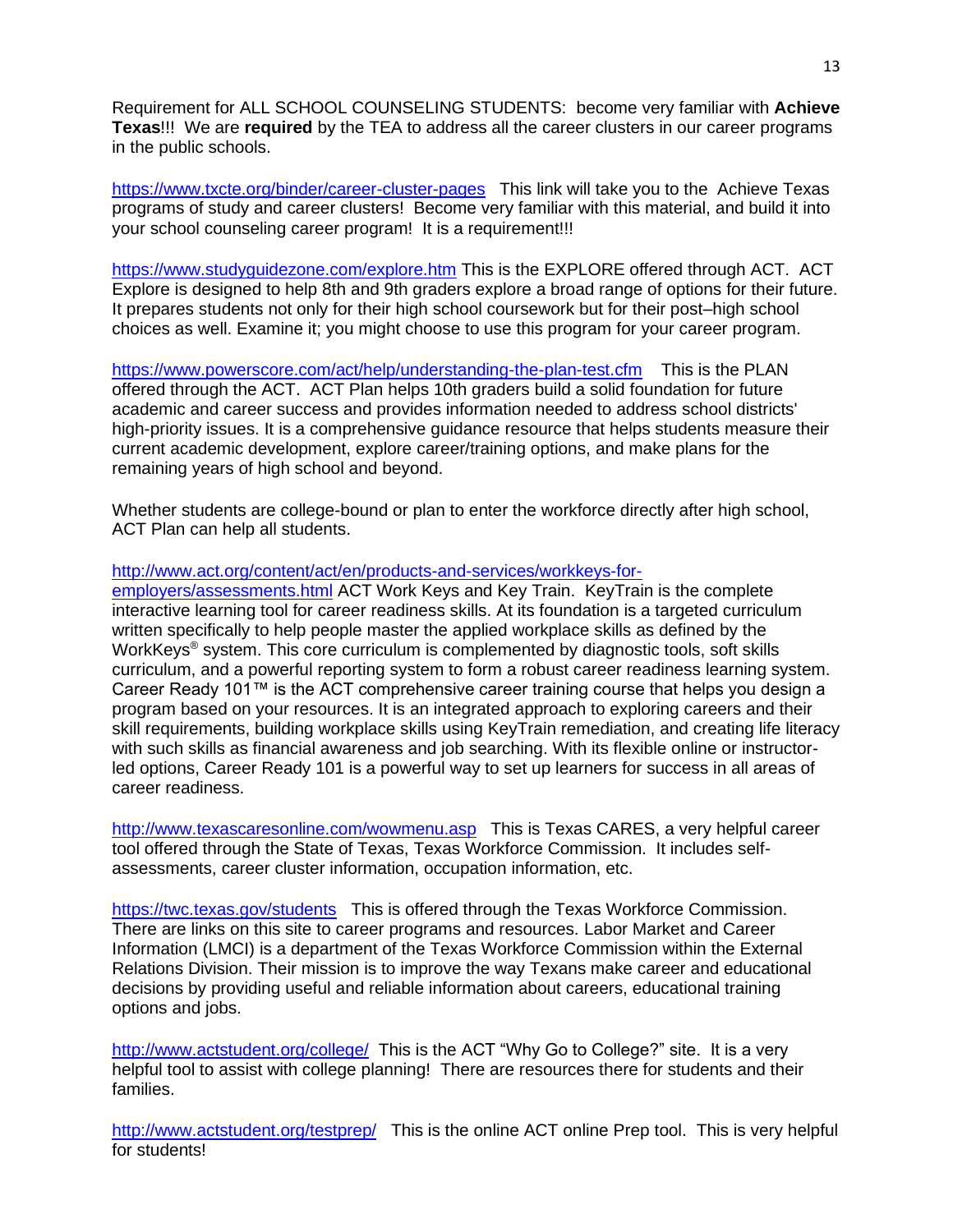Requirement for ALL SCHOOL COUNSELING STUDENTS: become very familiar with **Achieve Texas**!!! We are **required** by the TEA to address all the career clusters in our career programs in the public schools.

https://www.txcte.org/binder/career-cluster-pages This link will take you to the Achieve Texas programs of study and career clusters! Become very familiar with this material, and build it into your school counseling career program! It is a requirement!!!

https://www.studyguidezone.com/explore.htm This is the EXPLORE offered through ACT. ACT Explore is designed to help 8th and 9th graders explore a broad range of options for their future. It prepares students not only for their high school coursework but for their post–high school choices as well. Examine it; you might choose to use this program for your career program.

https://www.powerscore.com/act/help/understanding-the-plan-test.cfm This is the PLAN offered through the ACT. ACT Plan helps 10th graders build a solid foundation for future academic and career success and provides information needed to address school districts' high-priority issues. It is a comprehensive guidance resource that helps students measure their current academic development, explore career/training options, and make plans for the remaining years of high school and beyond.

Whether students are college-bound or plan to enter the workforce directly after high school, ACT Plan can help all students.

http://www.act.org/content/act/en/products-and-services/workkeys-for-employers/assessments.html ACT Work Keys and Key Train. KeyTrain is the complete interactive learning tool for career readiness skills. At its foundation is a targeted curriculum written specifically to help people master the applied workplace skills as defined by the WorkKeys® system. This core curriculum is complemented by diagnostic tools, soft skills curriculum, and a powerful reporting system to form a robust career readiness learning system. Career Ready 101™ is the ACT comprehensive career training course that helps you design a program based on your resources. It is an integrated approach to exploring careers and their skill requirements, building workplace skills using KeyTrain remediation, and creating life literacy with such skills as financial awareness and job searching. With its flexible online or instructor-led options, Career Ready 101 is a powerful way to set up learners for success in all areas of career readiness.

http://www.texascaresonline.com/wowmenu.asp This is Texas CARES, a very helpful career tool offered through the State of Texas, Texas Workforce Commission. It includes self-assessments, career cluster information, occupation information, etc.

https://twc.texas.gov/students This is offered through the Texas Workforce Commission. There are links on this site to career programs and resources. Labor Market and Career Information (LMCI) is a department of the Texas Workforce Commission within the External Relations Division. Their mission is to improve the way Texans make career and educational decisions by providing useful and reliable information about careers, educational training options and jobs.

http://www.actstudent.org/college/ This is the ACT "Why Go to College?" site. It is a very helpful tool to assist with college planning! There are resources there for students and their families.

http://www.actstudent.org/testprep/ This is the online ACT online Prep tool. This is very helpful for students!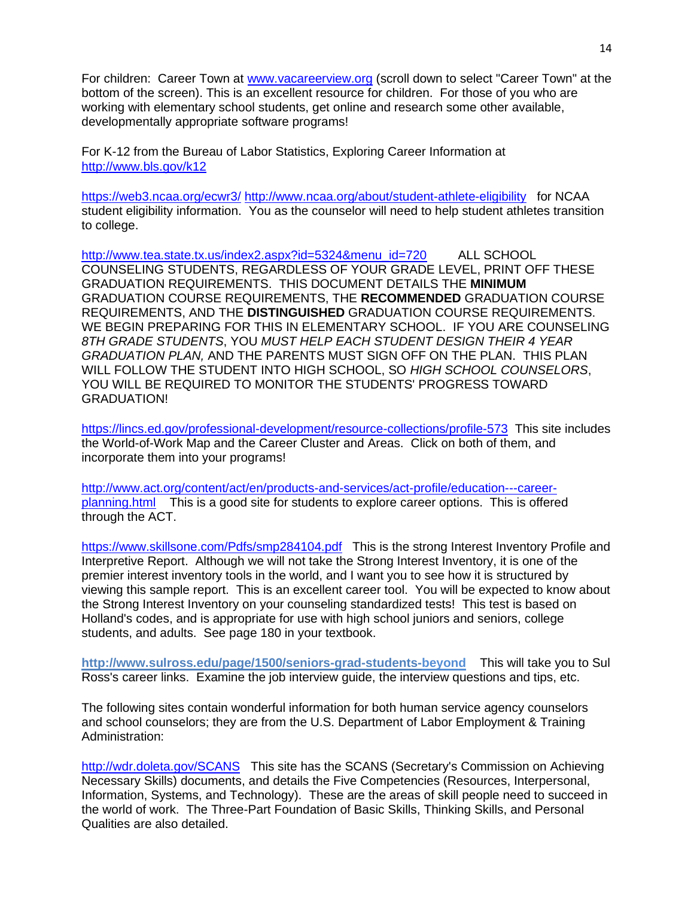For children: Career Town at www.vacareerview.org (scroll down to select "Career Town" at the bottom of the screen). This is an excellent resource for children. For those of you who are working with elementary school students, get online and research some other available, developmentally appropriate software programs!

For K-12 from the Bureau of Labor Statistics, Exploring Career Information at http://www.bls.gov/k12

https://web3.ncaa.org/ecwr3/ http://www.ncaa.org/about/student-athlete-eligibility for NCAA student eligibility information. You as the counselor will need to help student athletes transition to college.

http://www.tea.state.tx.us/index2.aspx?id=5324&menu_id=720 ALL SCHOOL COUNSELING STUDENTS, REGARDLESS OF YOUR GRADE LEVEL, PRINT OFF THESE GRADUATION REQUIREMENTS. THIS DOCUMENT DETAILS THE **MINIMUM** GRADUATION COURSE REQUIREMENTS, THE **RECOMMENDED** GRADUATION COURSE REQUIREMENTS, AND THE **DISTINGUISHED** GRADUATION COURSE REQUIREMENTS. WE BEGIN PREPARING FOR THIS IN ELEMENTARY SCHOOL. IF YOU ARE COUNSELING *8TH GRADE STUDENTS*, YOU *MUST HELP EACH STUDENT DESIGN THEIR 4 YEAR GRADUATION PLAN,* AND THE PARENTS MUST SIGN OFF ON THE PLAN. THIS PLAN WILL FOLLOW THE STUDENT INTO HIGH SCHOOL, SO *HIGH SCHOOL COUNSELORS*, YOU WILL BE REQUIRED TO MONITOR THE STUDENTS' PROGRESS TOWARD GRADUATION!

https://lincs.ed.gov/professional-development/resource-collections/profile-573 This site includes the World-of-Work Map and the Career Cluster and Areas. Click on both of them, and incorporate them into your programs!

http://www.act.org/content/act/en/products-and-services/act-profile/education---career-planning.html This is a good site for students to explore career options. This is offered through the ACT.

https://www.skillsone.com/Pdfs/smp284104.pdf This is the strong Interest Inventory Profile and Interpretive Report. Although we will not take the Strong Interest Inventory, it is one of the premier interest inventory tools in the world, and I want you to see how it is structured by viewing this sample report. This is an excellent career tool. You will be expected to know about the Strong Interest Inventory on your counseling standardized tests! This test is based on Holland's codes, and is appropriate for use with high school juniors and seniors, college students, and adults. See page 180 in your textbook.

**http://www.sulross.edu/page/1500/seniors-grad-students-beyond** This will take you to Sul Ross's career links. Examine the job interview guide, the interview questions and tips, etc.

The following sites contain wonderful information for both human service agency counselors and school counselors; they are from the U.S. Department of Labor Employment & Training Administration:

http://wdr.doleta.gov/SCANS This site has the SCANS (Secretary's Commission on Achieving Necessary Skills) documents, and details the Five Competencies (Resources, Interpersonal, Information, Systems, and Technology). These are the areas of skill people need to succeed in the world of work. The Three-Part Foundation of Basic Skills, Thinking Skills, and Personal Qualities are also detailed.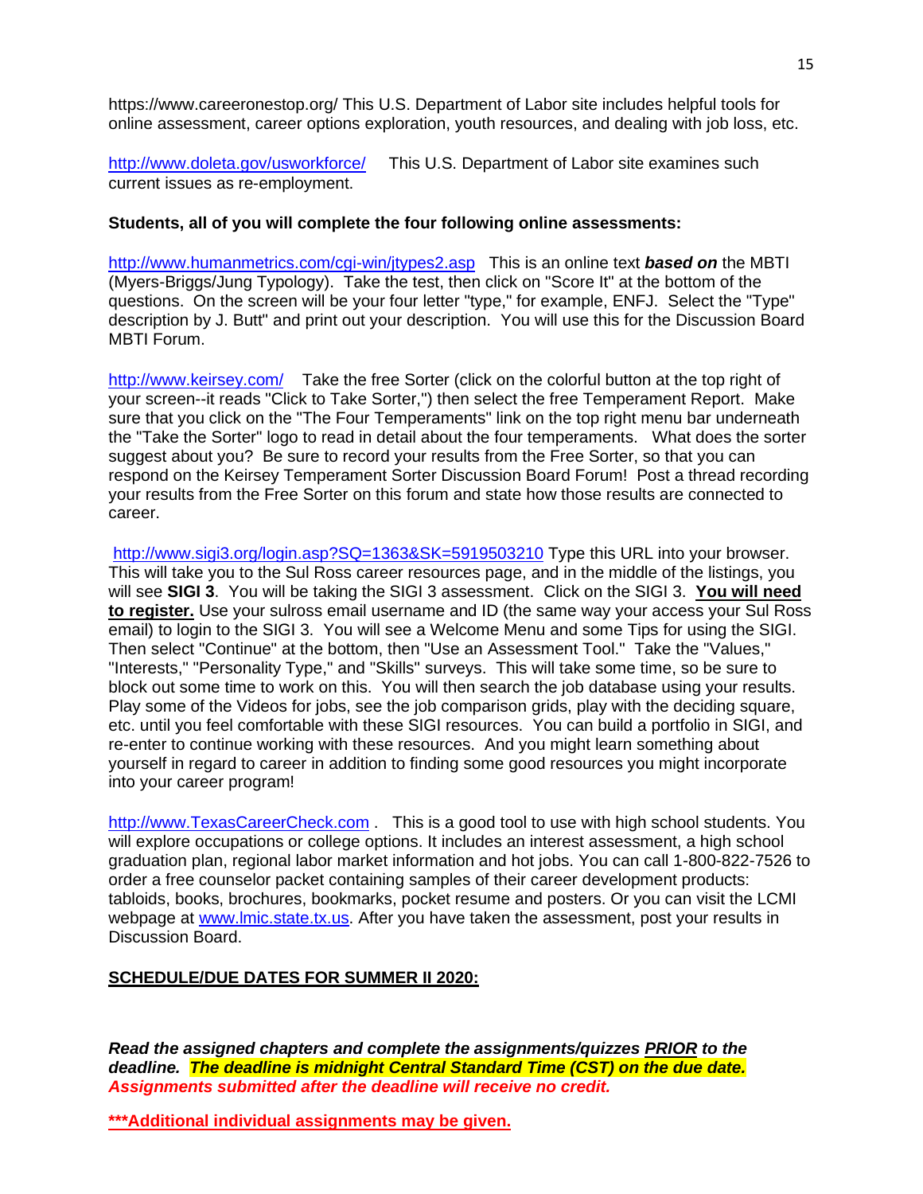https://www.careeronestop.org/ This U.S. Department of Labor site includes helpful tools for online assessment, career options exploration, youth resources, and dealing with job loss, etc.

http://www.doleta.gov/usworkforce/ This U.S. Department of Labor site examines such current issues as re-employment.

**Students, all of you will complete the four following online assessments:**

http://www.humanmetrics.com/cgi-win/jtypes2.asp This is an online text ***based on*** the MBTI (Myers-Briggs/Jung Typology). Take the test, then click on "Score It" at the bottom of the questions. On the screen will be your four letter "type," for example, ENFJ. Select the "Type" description by J. Butt" and print out your description. You will use this for the Discussion Board MBTI Forum.

http://www.keirsey.com/ Take the free Sorter (click on the colorful button at the top right of your screen--it reads "Click to Take Sorter,") then select the free Temperament Report. Make sure that you click on the "The Four Temperaments" link on the top right menu bar underneath the "Take the Sorter" logo to read in detail about the four temperaments. What does the sorter suggest about you? Be sure to record your results from the Free Sorter, so that you can respond on the Keirsey Temperament Sorter Discussion Board Forum! Post a thread recording your results from the Free Sorter on this forum and state how those results are connected to career.

http://www.sigi3.org/login.asp?SQ=1363&SK=5919503210 Type this URL into your browser. This will take you to the Sul Ross career resources page, and in the middle of the listings, you will see **SIGI 3**. You will be taking the SIGI 3 assessment. Click on the SIGI 3. **You will need to register.** Use your sulross email username and ID (the same way your access your Sul Ross email) to login to the SIGI 3. You will see a Welcome Menu and some Tips for using the SIGI. Then select "Continue" at the bottom, then "Use an Assessment Tool." Take the "Values," "Interests," "Personality Type," and "Skills" surveys. This will take some time, so be sure to block out some time to work on this. You will then search the job database using your results. Play some of the Videos for jobs, see the job comparison grids, play with the deciding square, etc. until you feel comfortable with these SIGI resources. You can build a portfolio in SIGI, and re-enter to continue working with these resources. And you might learn something about yourself in regard to career in addition to finding some good resources you might incorporate into your career program!

http://www.TexasCareerCheck.com . This is a good tool to use with high school students. You will explore occupations or college options. It includes an interest assessment, a high school graduation plan, regional labor market information and hot jobs. You can call 1-800-822-7526 to order a free counselor packet containing samples of their career development products: tabloids, books, brochures, bookmarks, pocket resume and posters. Or you can visit the LCMI webpage at www.lmic.state.tx.us. After you have taken the assessment, post your results in Discussion Board.

## SCHEDULE/DUE DATES FOR SUMMER II 2020:

***Read the assigned chapters and complete the assignments/quizzes PRIOR to the deadline. The deadline is midnight Central Standard Time (CST) on the due date. Assignments submitted after the deadline will receive no credit.***

**\*\*\*Additional individual assignments may be given.**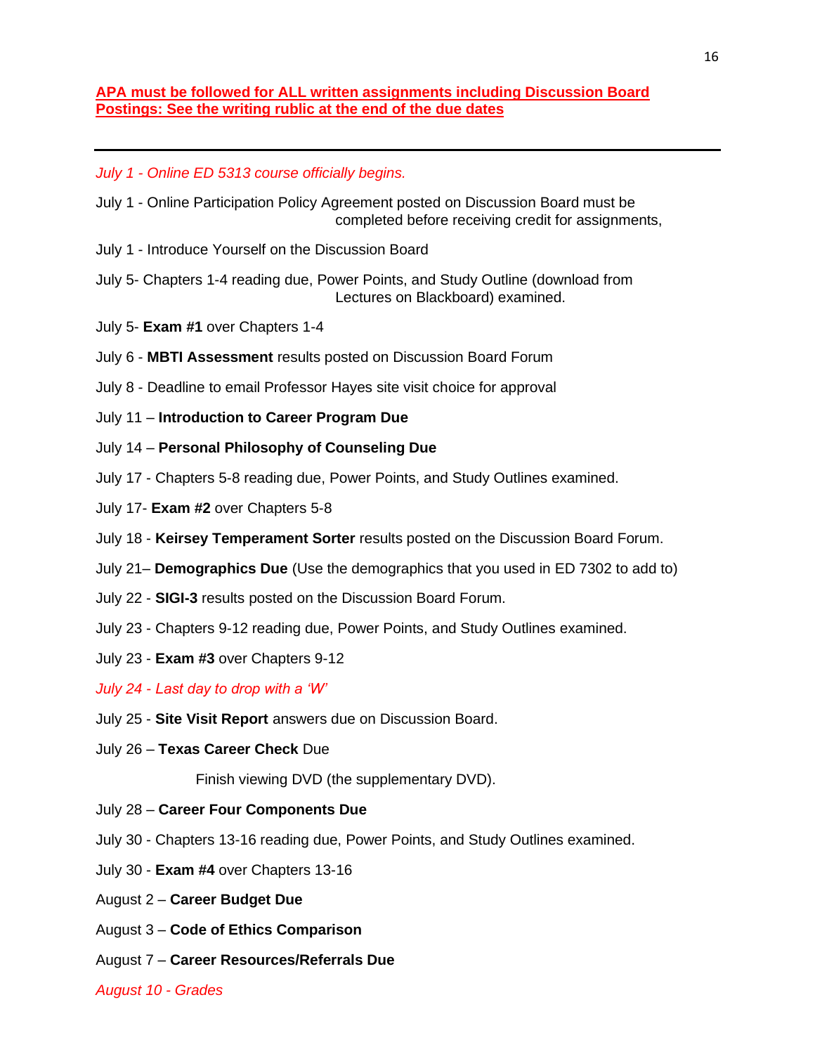**APA must be followed for ALL written assignments including Discussion Board Postings: See the writing rublic at the end of the due dates**

---

*July 1 - Online ED 5313 course officially begins.*

July 1 - Online Participation Policy Agreement posted on Discussion Board must be completed before receiving credit for assignments,

July 1 - Introduce Yourself on the Discussion Board

July 5- Chapters 1-4 reading due, Power Points, and Study Outline (download from Lectures on Blackboard) examined.

July 5- **Exam #1** over Chapters 1-4

July 6 - **MBTI Assessment** results posted on Discussion Board Forum

July 8 - Deadline to email Professor Hayes site visit choice for approval

July 11 – **Introduction to Career Program Due**

July 14 – **Personal Philosophy of Counseling Due**

July 17 - Chapters 5-8 reading due, Power Points, and Study Outlines examined.

July 17- **Exam #2** over Chapters 5-8

July 18 - **Keirsey Temperament Sorter** results posted on the Discussion Board Forum.

July 21– **Demographics Due** (Use the demographics that you used in ED 7302 to add to)

July 22 - **SIGI-3** results posted on the Discussion Board Forum.

July 23 - Chapters 9-12 reading due, Power Points, and Study Outlines examined.

July 23 - **Exam #3** over Chapters 9-12

*July 24 - Last day to drop with a 'W'*

July 25 - **Site Visit Report** answers due on Discussion Board.

July 26 – **Texas Career Check** Due

Finish viewing DVD (the supplementary DVD).

July 28 – **Career Four Components Due**

July 30 - Chapters 13-16 reading due, Power Points, and Study Outlines examined.

July 30 - **Exam #4** over Chapters 13-16

August 2 – **Career Budget Due**

August 3 – **Code of Ethics Comparison**

August 7 – **Career Resources/Referrals Due**

*August 10 - Grades*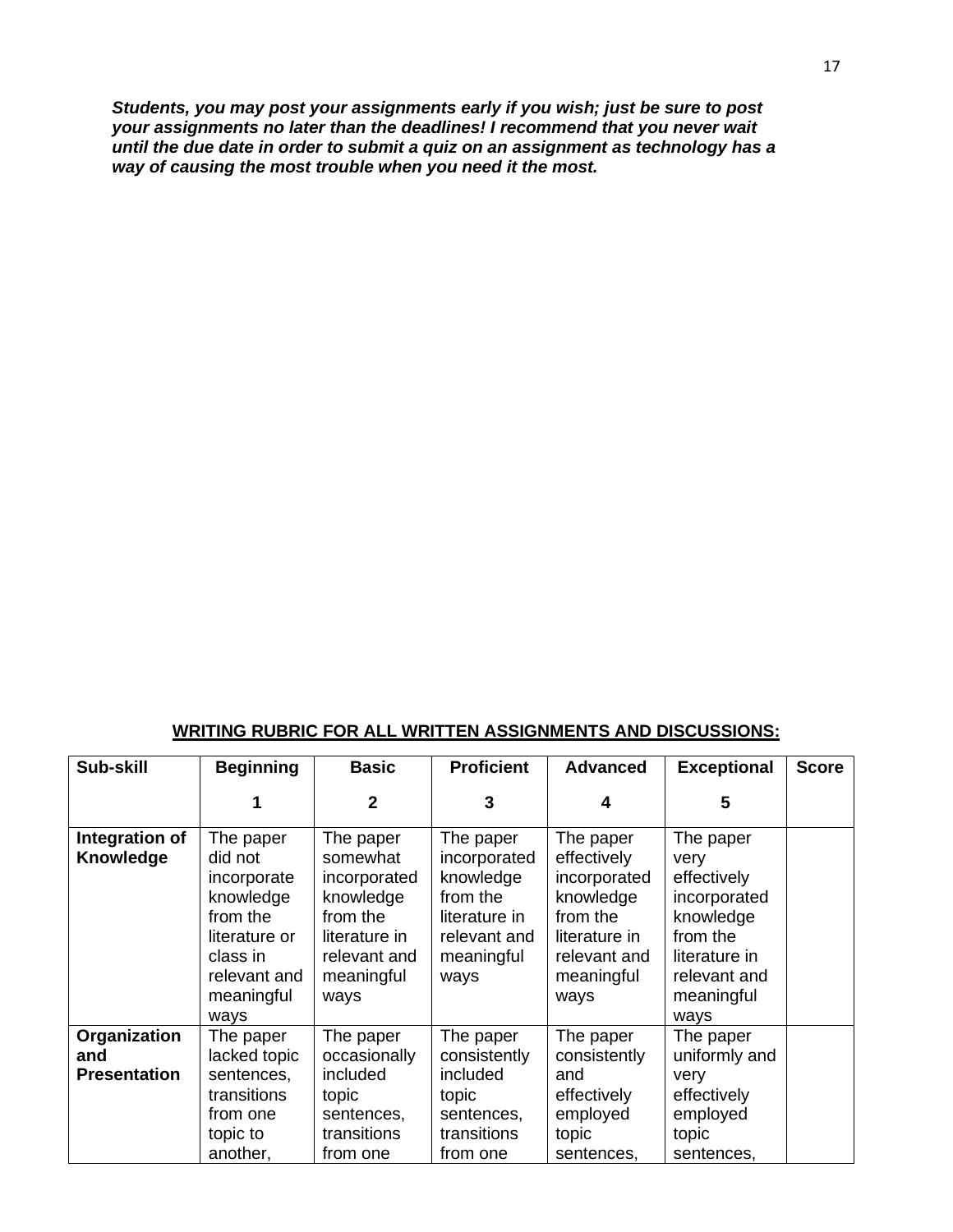***Students, you may post your assignments early if you wish; just be sure to post your assignments no later than the deadlines! I recommend that you never wait until the due date in order to submit a quiz on an assignment as technology has a way of causing the most trouble when you need it the most.***

**WRITING RUBRIC FOR ALL WRITTEN ASSIGNMENTS AND DISCUSSIONS:**

| Sub-skill | Beginning<br>1 | Basic<br>2 | Proficient<br>3 | Advanced<br>4 | Exceptional<br>5 | Score |
|---|---|---|---|---|---|---|
| **Integration of Knowledge** | The paper did not incorporate knowledge from the literature or class in relevant and meaningful ways | The paper somewhat incorporated knowledge from the literature in relevant and meaningful ways | The paper incorporated knowledge from the literature in relevant and meaningful ways | The paper effectively incorporated knowledge from the literature in relevant and meaningful ways | The paper very effectively incorporated knowledge from the literature in relevant and meaningful ways | |
| **Organization and Presentation** | The paper lacked topic sentences, transitions from one topic to another, | The paper occasionally included topic sentences, transitions from one | The paper consistently included topic sentences, transitions from one | The paper consistently and effectively employed topic sentences, | The paper uniformly and very effectively employed topic sentences, | |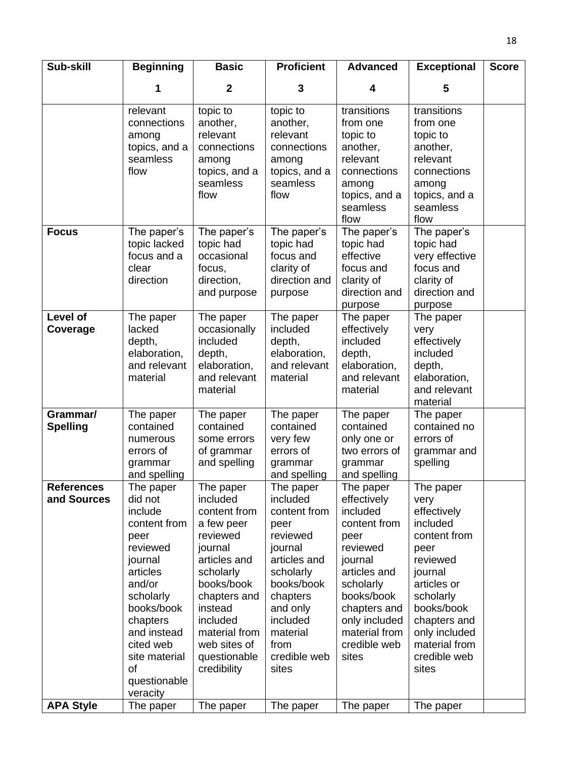| Sub-skill | Beginning<br>1 | Basic<br>2 | Proficient<br>3 | Advanced<br>4 | Exceptional<br>5 | Score |
|---|---|---|---|---|---|---|
| | relevant connections among topics, and a seamless flow | topic to another, relevant connections among topics, and a seamless flow | topic to another, relevant connections among topics, and a seamless flow | transitions from one topic to another, relevant connections among topics, and a seamless flow | transitions from one topic to another, relevant connections among topics, and a seamless flow | |
| **Focus** | The paper's topic lacked focus and a clear direction | The paper's topic had occasional focus, direction, and purpose | The paper's topic had focus and clarity of direction and purpose | The paper's topic had effective focus and clarity of direction and purpose | The paper's topic had very effective focus and clarity of direction and purpose | |
| **Level of Coverage** | The paper lacked depth, elaboration, and relevant material | The paper occasionally included depth, elaboration, and relevant material | The paper included depth, elaboration, and relevant material | The paper effectively included depth, elaboration, and relevant material | The paper very effectively included depth, elaboration, and relevant material | |
| **Grammar/ Spelling** | The paper contained numerous errors of grammar and spelling | The paper contained some errors of grammar and spelling | The paper contained very few errors of grammar and spelling | The paper contained only one or two errors of grammar and spelling | The paper contained no errors of grammar and spelling | |
| **References and Sources** | The paper did not include content from peer reviewed journal articles and/or scholarly books/book chapters and instead cited web site material of questionable veracity | The paper included content from a few peer reviewed journal articles and scholarly books/book chapters and instead included material from web sites of questionable credibility | The paper included content from peer reviewed journal articles and scholarly books/book chapters and only included material from credible web sites | The paper effectively included content from peer reviewed journal articles and scholarly books/book chapters and only included material from credible web sites | The paper very effectively included content from peer reviewed journal articles or scholarly books/book chapters and only included material from credible web sites | |
| **APA Style** | The paper | The paper | The paper | The paper | The paper | |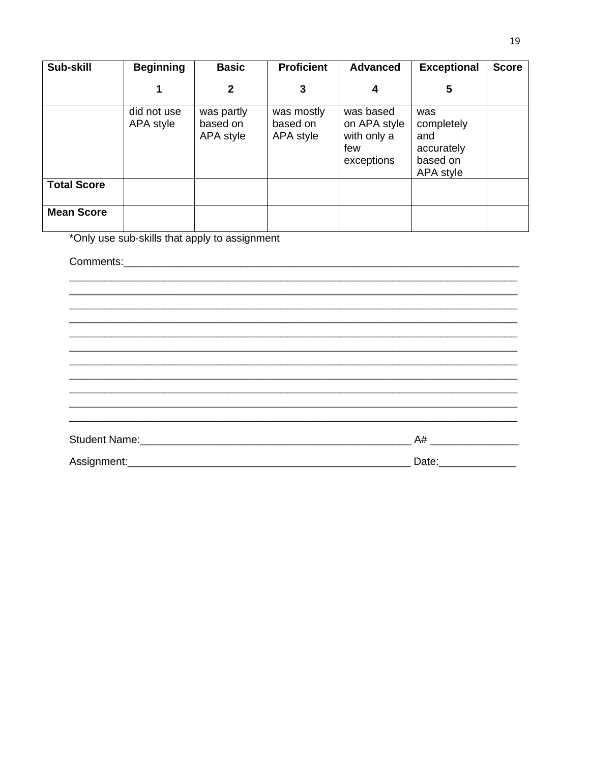| Sub-skill | Beginning<br><br>1 | Basic<br><br>2 | Proficient<br><br>3 | Advanced<br><br>4 | Exceptional<br><br>5 | Score |
|---|---|---|---|---|---|---|
| | did not use APA style | was partly based on APA style | was mostly based on APA style | was based on APA style with only a few exceptions | was completely and accurately based on APA style | |
| **Total Score** | | | | | | |
| **Mean Score** | | | | | | |

*Only use sub-skills that apply to assignment

Comments:_______________________________________________________________________
_____________________________________________________________________________
_____________________________________________________________________________
_____________________________________________________________________________
_____________________________________________________________________________
_____________________________________________________________________________
_____________________________________________________________________________
_____________________________________________________________________________
_____________________________________________________________________________
_____________________________________________________________________________
_____________________________________________________________________________
_____________________________________________________________________________

Student Name:_______________________________________________ A# ______________

Assignment:_________________________________________________ Date:____________